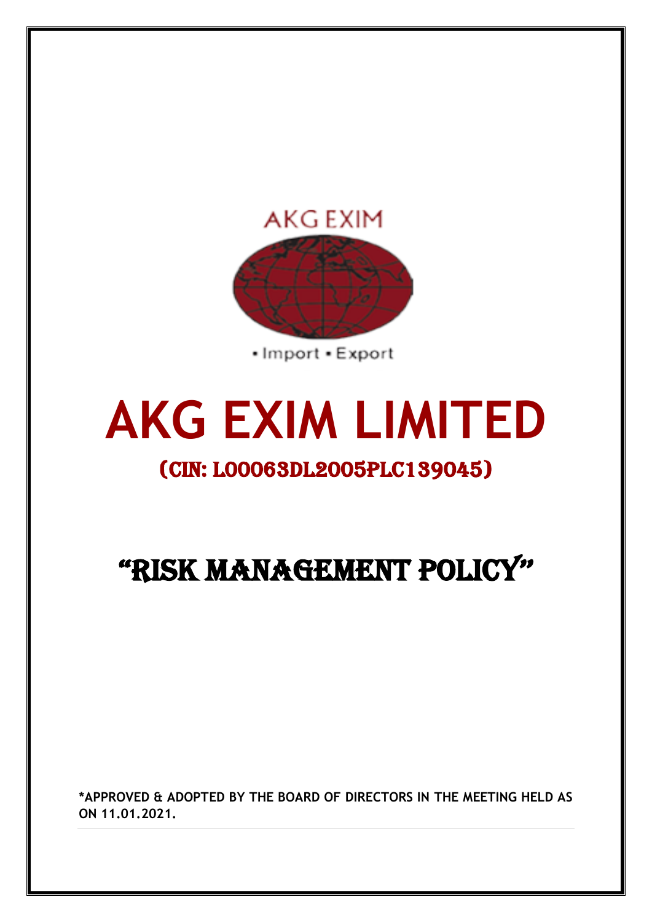AKG EXIM

• Import • Export

# AKG EXIM LIMITED

## (CIN: L00063DL2005PLC139045)

# "RISK MANAGEMENT POLICY"

**\*APPROVED & ADOPTED BY THE BOARD OF DIRECTORS IN THE MEETING HELD AS ON 11.01.2021.**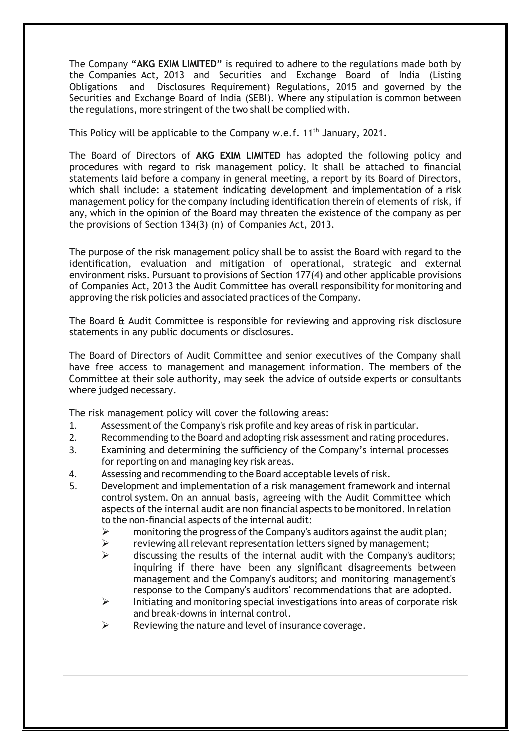The Company **"AKG EXIM LIMITED"** is required to adhere to the regulations made both by the Companies Act, 2013 and Securities and Exchange Board of India (Listing Obligations and Disclosures Requirement) Regulations, 2015 and governed by the Securities and Exchange Board of India (SEBI). Where any stipulation is common between the regulations, more stringent of the two shall be complied with.

This Policy will be applicable to the Company w.e.f. 11th January, 2021.

The Board of Directors of **AKG EXIM LIMITED** has adopted the following policy and procedures with regard to risk management policy. It shall be attached to financial statements laid before a company in general meeting, a report by its Board of Directors, which shall include: a statement indicating development and implementation of a risk management policy for the company including identification therein of elements of risk, if any, which in the opinion of the Board may threaten the existence of the company as per the provisions of Section 134(3) (n) of Companies Act, 2013.

The purpose of the risk management policy shall be to assist the Board with regard to the identification, evaluation and mitigation of operational, strategic and external environment risks. Pursuant to provisions of Section 177(4) and other applicable provisions of Companies Act, 2013 the Audit Committee has overall responsibility for monitoring and approving the risk policies and associated practices of the Company.

The Board & Audit Committee is responsible for reviewing and approving risk disclosure statements in any public documents or disclosures.

The Board of Directors of Audit Committee and senior executives of the Company shall have free access to management and management information. The members of the Committee at their sole authority, may seek the advice of outside experts or consultants where judged necessary.

The risk management policy will cover the following areas:

1. Assessment of the Company's risk profile and key areas of risk in particular.
2. Recommending to the Board and adopting risk assessment and rating procedures.
3. Examining and determining the sufficiency of the Company's internal processes for reporting on and managing key risk areas.
4. Assessing and recommending to the Board acceptable levels of risk.
5. Development and implementation of a risk management framework and internal control system. On an annual basis, agreeing with the Audit Committee which aspects of the internal audit are non financial aspects to be monitored. In relation to the non-financial aspects of the internal audit:
   - monitoring the progress of the Company's auditors against the audit plan;
   - reviewing all relevant representation letters signed by management;
   - discussing the results of the internal audit with the Company's auditors; inquiring if there have been any significant disagreements between management and the Company's auditors; and monitoring management's response to the Company's auditors' recommendations that are adopted.
   - Initiating and monitoring special investigations into areas of corporate risk and break-downs in internal control.
   - Reviewing the nature and level of insurance coverage.